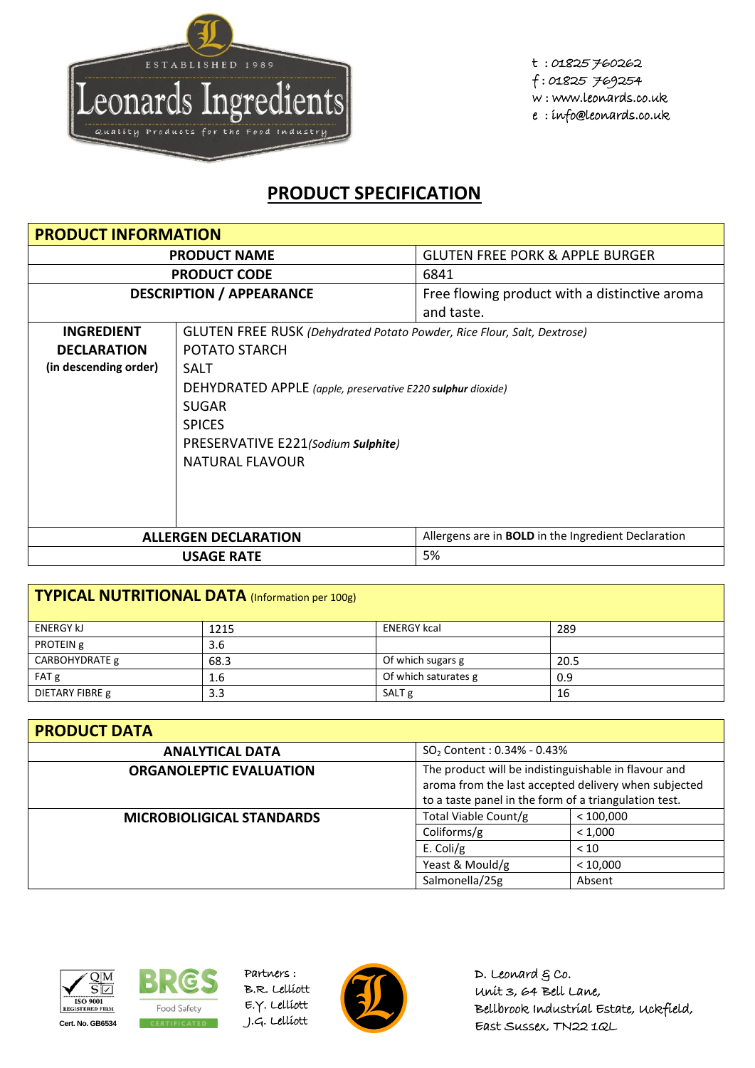ESTABLISHED 1989

Leonards Ingredients

Quality Products for the Food Industry

t : 01825 760262
f : 01825 769254
w : www.leonards.co.uk
e : info@leonards.co.uk

# PRODUCT SPECIFICATION

## PRODUCT INFORMATION

| | |
|---|---|
| **PRODUCT NAME** | GLUTEN FREE PORK & APPLE BURGER |
| **PRODUCT CODE** | 6841 |
| **DESCRIPTION / APPEARANCE** | Free flowing product with a distinctive aroma and taste. |

**INGREDIENT DECLARATION (in descending order)**

- GLUTEN FREE RUSK *(Dehydrated Potato Powder, Rice Flour, Salt, Dextrose)*
- POTATO STARCH
- SALT
- DEHYDRATED APPLE *(apple, preservative E220* ***sulphur*** *dioxide)*
- SUGAR
- SPICES
- PRESERVATIVE E221*(Sodium* ***Sulphite****)*
- NATURAL FLAVOUR

| | |
|---|---|
| **ALLERGEN DECLARATION** | Allergens are in **BOLD** in the Ingredient Declaration |
| **USAGE RATE** | 5% |

## TYPICAL NUTRITIONAL DATA (Information per 100g)

| | | | |
|---|---|---|---|
| ENERGY kJ | 1215 | ENERGY kcal | 289 |
| PROTEIN g | 3.6 | | |
| CARBOHYDRATE g | 68.3 | Of which sugars g | 20.5 |
| FAT g | 1.6 | Of which saturates g | 0.9 |
| DIETARY FIBRE g | 3.3 | SALT g | 16 |

## PRODUCT DATA

| | | |
|---|---|---|
| **ANALYTICAL DATA** | $SO_2$ Content : 0.34% - 0.43% | |
| **ORGANOLEPTIC EVALUATION** | The product will be indistinguishable in flavour and aroma from the last accepted delivery when subjected to a taste panel in the form of a triangulation test. | |
| **MICROBIOLIGICAL STANDARDS** | Total Viable Count/g | < 100,000 |
| | Coliforms/g | < 1,000 |
| | E. Coli/g | < 10 |
| | Yeast & Mould/g | < 10,000 |
| | Salmonella/25g | Absent |

ISO 9001 REGISTERED FIRM Cert. No. GB6534

BRCGS Food Safety CERTIFICATED

Partners :
B.R. Lelliott
E.Y. Lelliott
J.G. Lelliott

D. Leonard & Co.
Unit 3, 64 Bell Lane,
Bellbrook Industrial Estate, Uckfield,
East Sussex, TN22 1QL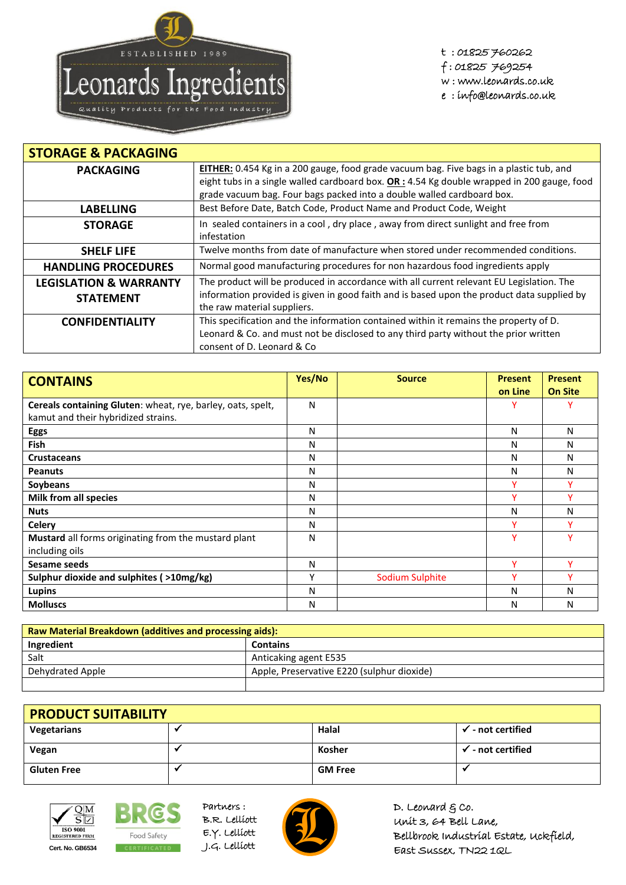t : 01825 760262
f : 01825 769254
w : www.leonards.co.uk
e : info@leonards.co.uk

## STORAGE & PACKAGING

| | |
|---|---|
| **PACKAGING** | **EITHER:** 0.454 Kg in a 200 gauge, food grade vacuum bag. Five bags in a plastic tub, and eight tubs in a single walled cardboard box. **OR :** 4.54 Kg double wrapped in 200 gauge, food grade vacuum bag. Four bags packed into a double walled cardboard box. |
| **LABELLING** | Best Before Date, Batch Code, Product Name and Product Code, Weight |
| **STORAGE** | In sealed containers in a cool , dry place , away from direct sunlight and free from infestation |
| **SHELF LIFE** | Twelve months from date of manufacture when stored under recommended conditions. |
| **HANDLING PROCEDURES** | Normal good manufacturing procedures for non hazardous food ingredients apply |
| **LEGISLATION & WARRANTY STATEMENT** | The product will be produced in accordance with all current relevant EU Legislation. The information provided is given in good faith and is based upon the product data supplied by the raw material suppliers. |
| **CONFIDENTIALITY** | This specification and the information contained within it remains the property of D. Leonard & Co. and must not be disclosed to any third party without the prior written consent of D. Leonard & Co |

| CONTAINS | Yes/No | Source | Present on Line | Present On Site |
|---|---|---|---|---|
| **Cereals containing Gluten**: wheat, rye, barley, oats, spelt, kamut and their hybridized strains. | N | | Y | Y |
| **Eggs** | N | | N | N |
| **Fish** | N | | N | N |
| **Crustaceans** | N | | N | N |
| **Peanuts** | N | | N | N |
| **Soybeans** | N | | Y | Y |
| **Milk from all species** | N | | Y | Y |
| **Nuts** | N | | N | N |
| **Celery** | N | | Y | Y |
| **Mustard** all forms originating from the mustard plant including oils | N | | Y | Y |
| **Sesame seeds** | N | | Y | Y |
| **Sulphur dioxide and sulphites ( >10mg/kg)** | Y | Sodium Sulphite | Y | Y |
| **Lupins** | N | | N | N |
| **Molluscs** | N | | N | N |

| Raw Material Breakdown (additives and processing aids): | |
|---|---|
| **Ingredient** | **Contains** |
| Salt | Anticaking agent E535 |
| Dehydrated Apple | Apple, Preservative E220 (sulphur dioxide) |
| | |

## PRODUCT SUITABILITY

| | | | |
|---|---|---|---|
| **Vegetarians** | ✓ | **Halal** | ✓ **- not certified** |
| **Vegan** | ✓ | **Kosher** | ✓ **- not certified** |
| **Gluten Free** | ✓ | **GM Free** | ✓ |

ISO 9001 REGISTERED FIRM Cert. No. GB6534

BRCGS Food Safety CERTIFICATED

Partners :
B.R. Lelliott
E.Y. Lelliott
J.G. Lelliott

D. Leonard & Co.
Unit 3, 64 Bell Lane,
Bellbrook Industrial Estate, Uckfield,
East Sussex, TN22 1QL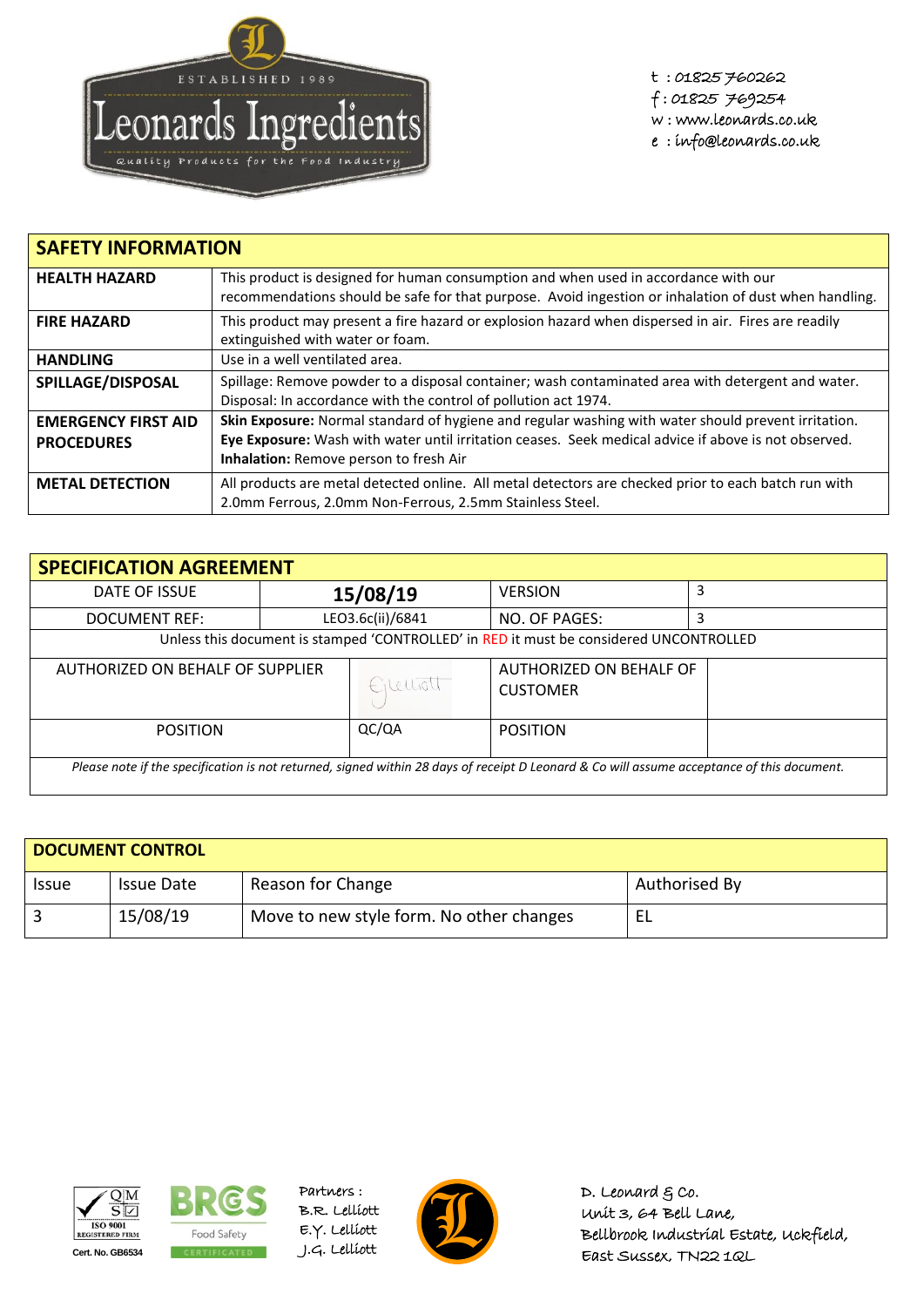Leonards Ingredients

ESTABLISHED 1989

Quality Products for the Food Industry

t : 01825 760262
f : 01825 769254
w : www.leonards.co.uk
e : info@leonards.co.uk

| SAFETY INFORMATION | |
|---|---|
| **HEALTH HAZARD** | This product is designed for human consumption and when used in accordance with our recommendations should be safe for that purpose. Avoid ingestion or inhalation of dust when handling. |
| **FIRE HAZARD** | This product may present a fire hazard or explosion hazard when dispersed in air. Fires are readily extinguished with water or foam. |
| **HANDLING** | Use in a well ventilated area. |
| **SPILLAGE/DISPOSAL** | Spillage: Remove powder to a disposal container; wash contaminated area with detergent and water. Disposal: In accordance with the control of pollution act 1974. |
| **EMERGENCY FIRST AID PROCEDURES** | **Skin Exposure:** Normal standard of hygiene and regular washing with water should prevent irritation. **Eye Exposure:** Wash with water until irritation ceases. Seek medical advice if above is not observed. **Inhalation:** Remove person to fresh Air |
| **METAL DETECTION** | All products are metal detected online. All metal detectors are checked prior to each batch run with 2.0mm Ferrous, 2.0mm Non-Ferrous, 2.5mm Stainless Steel. |

| SPECIFICATION AGREEMENT | | | |
|---|---|---|---|
| DATE OF ISSUE | **15/08/19** | VERSION | 3 |
| DOCUMENT REF: | LEO3.6c(ii)/6841 | NO. OF PAGES: | 3 |
| Unless this document is stamped 'CONTROLLED' in RED it must be considered UNCONTROLLED | | | |
| AUTHORIZED ON BEHALF OF SUPPLIER | E Lelliott | AUTHORIZED ON BEHALF OF CUSTOMER | |
| POSITION | QC/QA | POSITION | |

*Please note if the specification is not returned, signed within 28 days of receipt D Leonard & Co will assume acceptance of this document.*

| DOCUMENT CONTROL | | | |
|---|---|---|---|
| Issue | Issue Date | Reason for Change | Authorised By |
| 3 | 15/08/19 | Move to new style form. No other changes | EL |

ISO 9001 REGISTERED FIRM Cert. No. GB6534

BRCGS Food Safety CERTIFICATED

Partners :
B.R. Lelliott
E.Y. Lelliott
J.G. Lelliott

D. Leonard & Co.
Unit 3, 64 Bell Lane,
Bellbrook Industrial Estate, Uckfield,
East Sussex, TN22 1QL